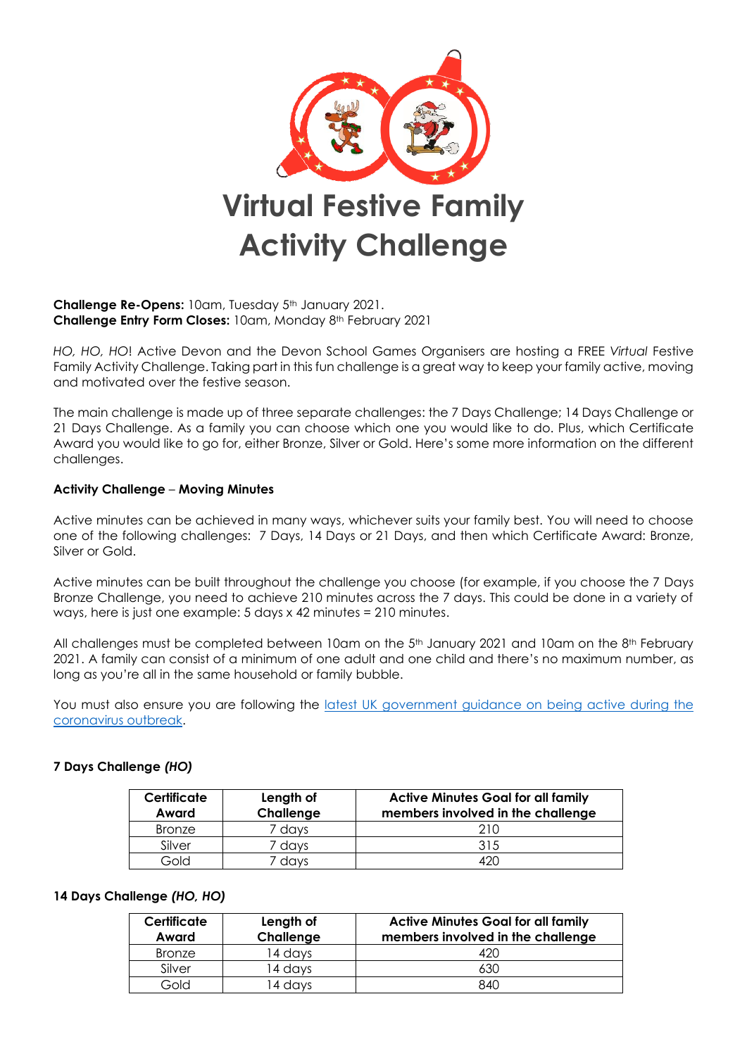# Virtual Festive Family Activity Challenge

**Challenge Re-Opens:** 10am, Tuesday 5th January 2021.
**Challenge Entry Form Closes:** 10am, Monday 8th February 2021

*HO, HO, HO*! Active Devon and the Devon School Games Organisers are hosting a FREE *Virtual* Festive Family Activity Challenge. Taking part in this fun challenge is a great way to keep your family active, moving and motivated over the festive season.

The main challenge is made up of three separate challenges: the 7 Days Challenge; 14 Days Challenge or 21 Days Challenge. As a family you can choose which one you would like to do. Plus, which Certificate Award you would like to go for, either Bronze, Silver or Gold. Here's some more information on the different challenges.

**Activity Challenge – Moving Minutes**

Active minutes can be achieved in many ways, whichever suits your family best. You will need to choose one of the following challenges: 7 Days, 14 Days or 21 Days, and then which Certificate Award: Bronze, Silver or Gold.

Active minutes can be built throughout the challenge you choose (for example, if you choose the 7 Days Bronze Challenge, you need to achieve 210 minutes across the 7 days. This could be done in a variety of ways, here is just one example: 5 days x 42 minutes = 210 minutes.

All challenges must be completed between 10am on the 5th January 2021 and 10am on the 8th February 2021. A family can consist of a minimum of one adult and one child and there's no maximum number, as long as you're all in the same household or family bubble.

You must also ensure you are following the [latest UK government guidance on being active during the coronavirus outbreak](#).

**7 Days Challenge *(HO)***

| Certificate Award | Length of Challenge | Active Minutes Goal for all family members involved in the challenge |
|---|---|---|
| Bronze | 7 days | 210 |
| Silver | 7 days | 315 |
| Gold | 7 days | 420 |

**14 Days Challenge *(HO, HO)***

| Certificate Award | Length of Challenge | Active Minutes Goal for all family members involved in the challenge |
|---|---|---|
| Bronze | 14 days | 420 |
| Silver | 14 days | 630 |
| Gold | 14 days | 840 |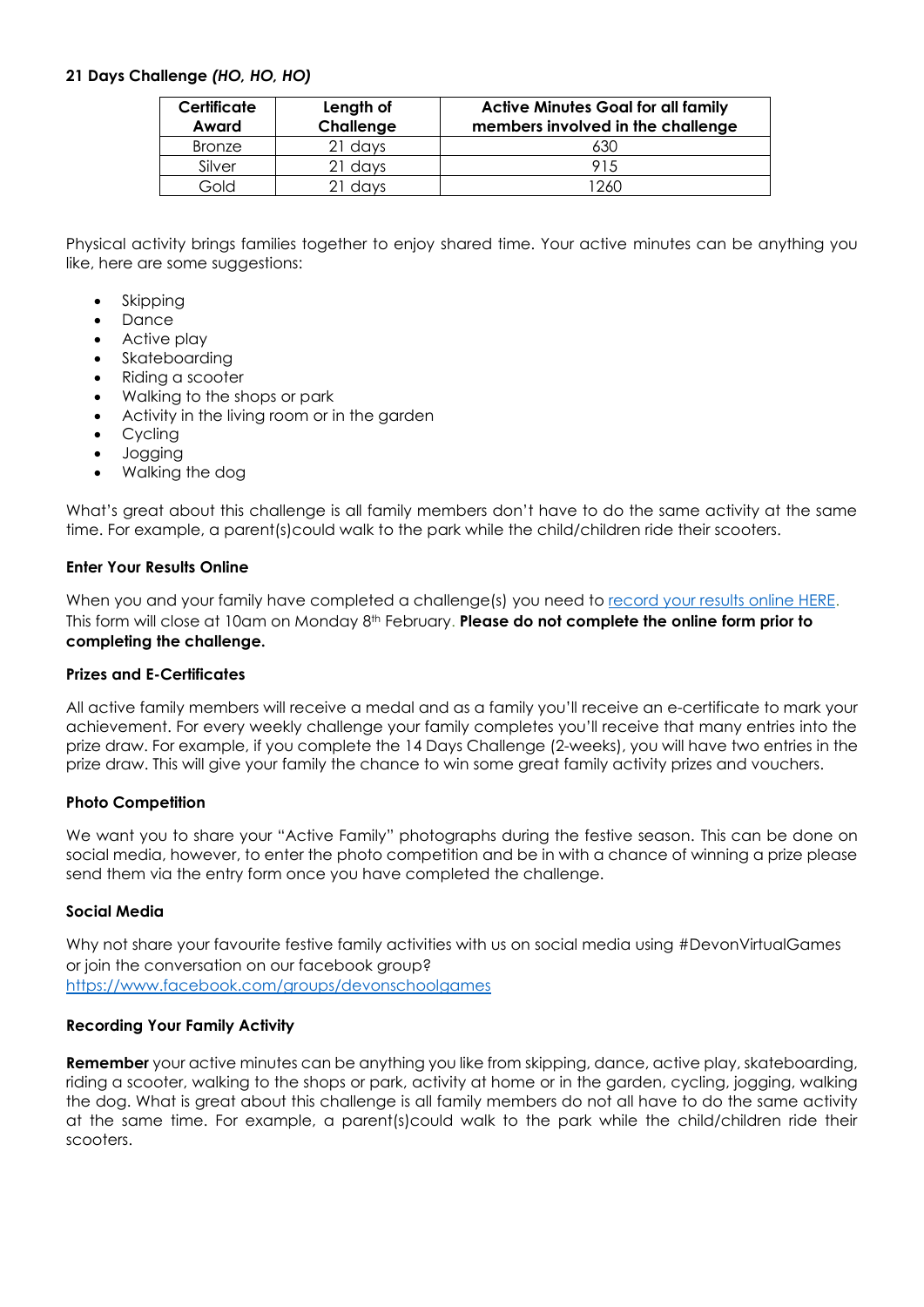**21 Days Challenge *(HO, HO, HO)***

| Certificate Award | Length of Challenge | Active Minutes Goal for all family members involved in the challenge |
|---|---|---|
| Bronze | 21 days | 630 |
| Silver | 21 days | 915 |
| Gold | 21 days | 1260 |

Physical activity brings families together to enjoy shared time. Your active minutes can be anything you like, here are some suggestions:

- Skipping
- Dance
- Active play
- Skateboarding
- Riding a scooter
- Walking to the shops or park
- Activity in the living room or in the garden
- Cycling
- Jogging
- Walking the dog

What's great about this challenge is all family members don't have to do the same activity at the same time. For example, a parent(s)could walk to the park while the child/children ride their scooters.

**Enter Your Results Online**

When you and your family have completed a challenge(s) you need to record your results online HERE. This form will close at 10am on Monday 8th February. **Please do not complete the online form prior to completing the challenge.**

**Prizes and E-Certificates**

All active family members will receive a medal and as a family you'll receive an e-certificate to mark your achievement. For every weekly challenge your family completes you'll receive that many entries into the prize draw. For example, if you complete the 14 Days Challenge (2-weeks), you will have two entries in the prize draw. This will give your family the chance to win some great family activity prizes and vouchers.

**Photo Competition**

We want you to share your "Active Family" photographs during the festive season. This can be done on social media, however, to enter the photo competition and be in with a chance of winning a prize please send them via the entry form once you have completed the challenge.

**Social Media**

Why not share your favourite festive family activities with us on social media using #DevonVirtualGames or join the conversation on our facebook group?
https://www.facebook.com/groups/devonschoolgames

**Recording Your Family Activity**

**Remember** your active minutes can be anything you like from skipping, dance, active play, skateboarding, riding a scooter, walking to the shops or park, activity at home or in the garden, cycling, jogging, walking the dog. What is great about this challenge is all family members do not all have to do the same activity at the same time. For example, a parent(s)could walk to the park while the child/children ride their scooters.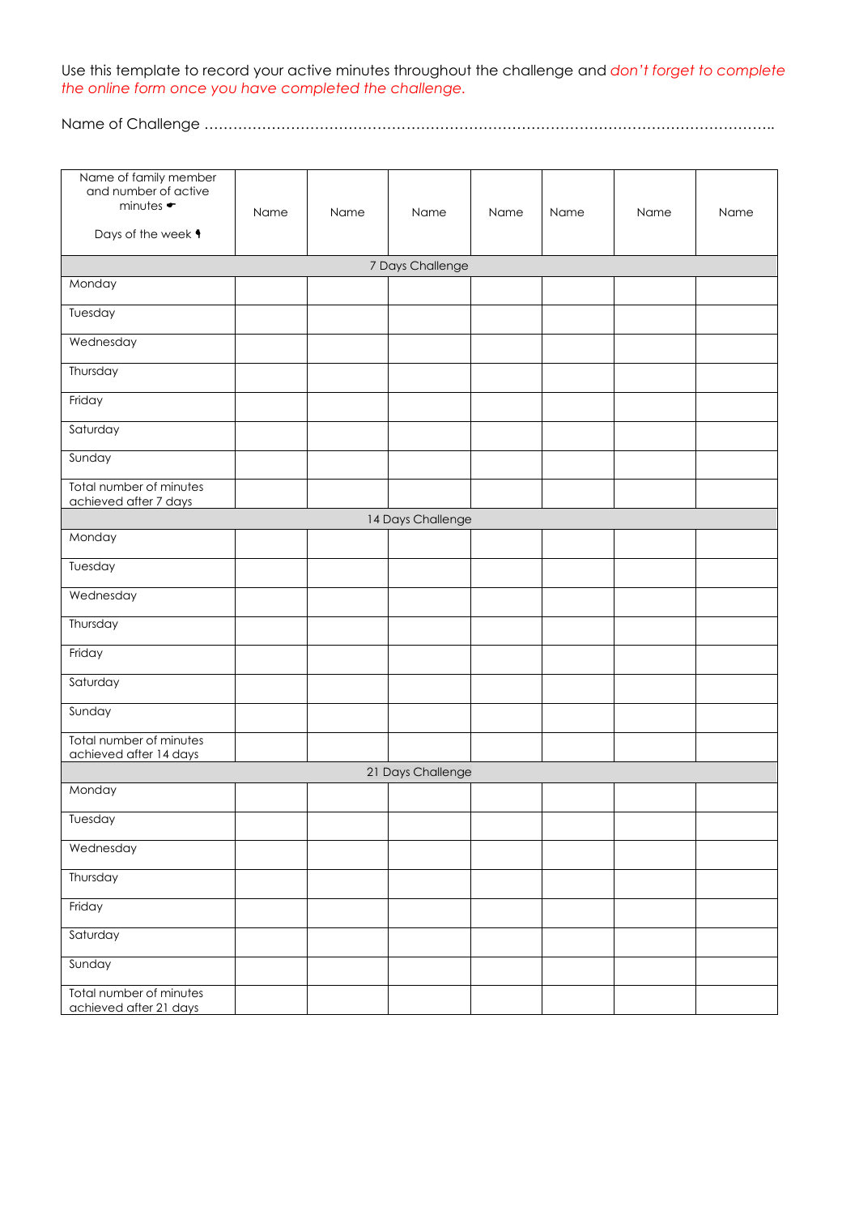Use this template to record your active minutes throughout the challenge and *don't forget to complete the online form once you have completed the challenge.*

Name of Challenge ……………………………………………………………………………………………………..

| Name of family member and number of active minutes ☚<br><br>Days of the week ☟ | Name | Name | Name | Name | Name | Name | Name |
|---|---|---|---|---|---|---|---|
| 7 Days Challenge | | | | | | | |
| Monday | | | | | | | |
| Tuesday | | | | | | | |
| Wednesday | | | | | | | |
| Thursday | | | | | | | |
| Friday | | | | | | | |
| Saturday | | | | | | | |
| Sunday | | | | | | | |
| Total number of minutes achieved after 7 days | | | | | | | |
| 14 Days Challenge | | | | | | | |
| Monday | | | | | | | |
| Tuesday | | | | | | | |
| Wednesday | | | | | | | |
| Thursday | | | | | | | |
| Friday | | | | | | | |
| Saturday | | | | | | | |
| Sunday | | | | | | | |
| Total number of minutes achieved after 14 days | | | | | | | |
| 21 Days Challenge | | | | | | | |
| Monday | | | | | | | |
| Tuesday | | | | | | | |
| Wednesday | | | | | | | |
| Thursday | | | | | | | |
| Friday | | | | | | | |
| Saturday | | | | | | | |
| Sunday | | | | | | | |
| Total number of minutes achieved after 21 days | | | | | | | |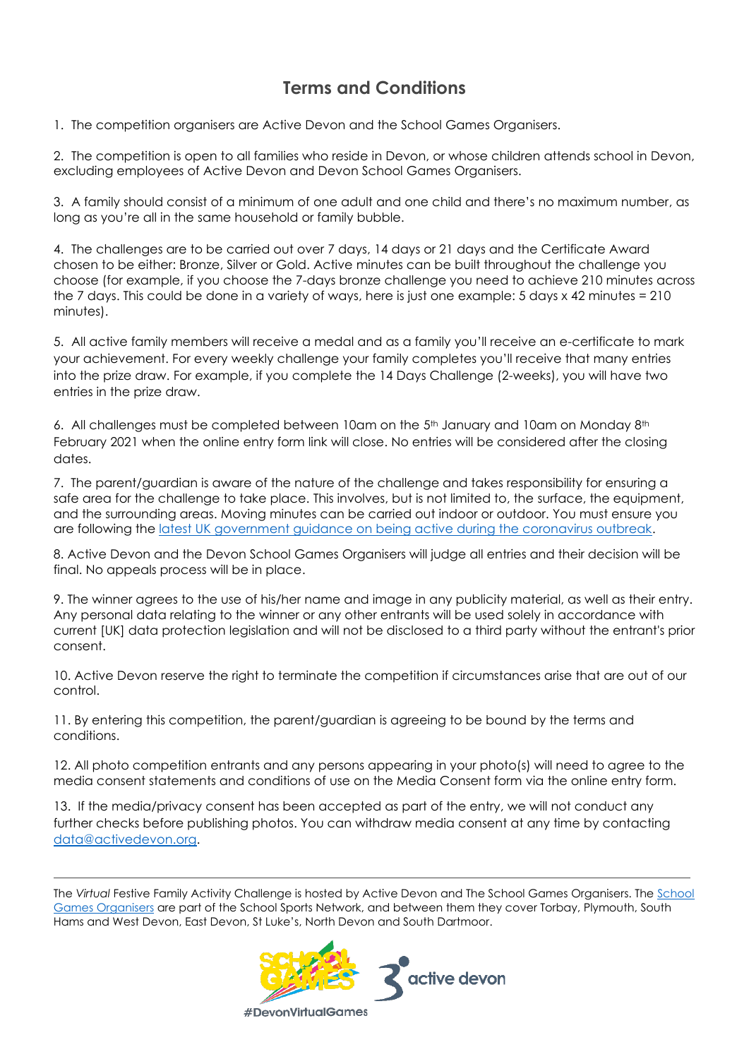# Terms and Conditions

1. The competition organisers are Active Devon and the School Games Organisers.

2. The competition is open to all families who reside in Devon, or whose children attends school in Devon, excluding employees of Active Devon and Devon School Games Organisers.

3. A family should consist of a minimum of one adult and one child and there's no maximum number, as long as you're all in the same household or family bubble.

4. The challenges are to be carried out over 7 days, 14 days or 21 days and the Certificate Award chosen to be either: Bronze, Silver or Gold. Active minutes can be built throughout the challenge you choose (for example, if you choose the 7-days bronze challenge you need to achieve 210 minutes across the 7 days. This could be done in a variety of ways, here is just one example: 5 days x 42 minutes = 210 minutes).

5. All active family members will receive a medal and as a family you'll receive an e-certificate to mark your achievement. For every weekly challenge your family completes you'll receive that many entries into the prize draw. For example, if you complete the 14 Days Challenge (2-weeks), you will have two entries in the prize draw.

6. All challenges must be completed between 10am on the 5th January and 10am on Monday 8th February 2021 when the online entry form link will close. No entries will be considered after the closing dates.

7. The parent/guardian is aware of the nature of the challenge and takes responsibility for ensuring a safe area for the challenge to take place. This involves, but is not limited to, the surface, the equipment, and the surrounding areas. Moving minutes can be carried out indoor or outdoor. You must ensure you are following the [latest UK government guidance on being active during the coronavirus outbreak](). 

8. Active Devon and the Devon School Games Organisers will judge all entries and their decision will be final. No appeals process will be in place.

9. The winner agrees to the use of his/her name and image in any publicity material, as well as their entry. Any personal data relating to the winner or any other entrants will be used solely in accordance with current [UK] data protection legislation and will not be disclosed to a third party without the entrant's prior consent.

10. Active Devon reserve the right to terminate the competition if circumstances arise that are out of our control.

11. By entering this competition, the parent/guardian is agreeing to be bound by the terms and conditions.

12. All photo competition entrants and any persons appearing in your photo(s) will need to agree to the media consent statements and conditions of use on the Media Consent form via the online entry form.

13. If the media/privacy consent has been accepted as part of the entry, we will not conduct any further checks before publishing photos. You can withdraw media consent at any time by contacting data@activedevon.org.

---

The *Virtual* Festive Family Activity Challenge is hosted by Active Devon and The School Games Organisers. The School Games Organisers are part of the School Sports Network, and between them they cover Torbay, Plymouth, South Hams and West Devon, East Devon, St Luke's, North Devon and South Dartmoor.

#DevonVirtualGames